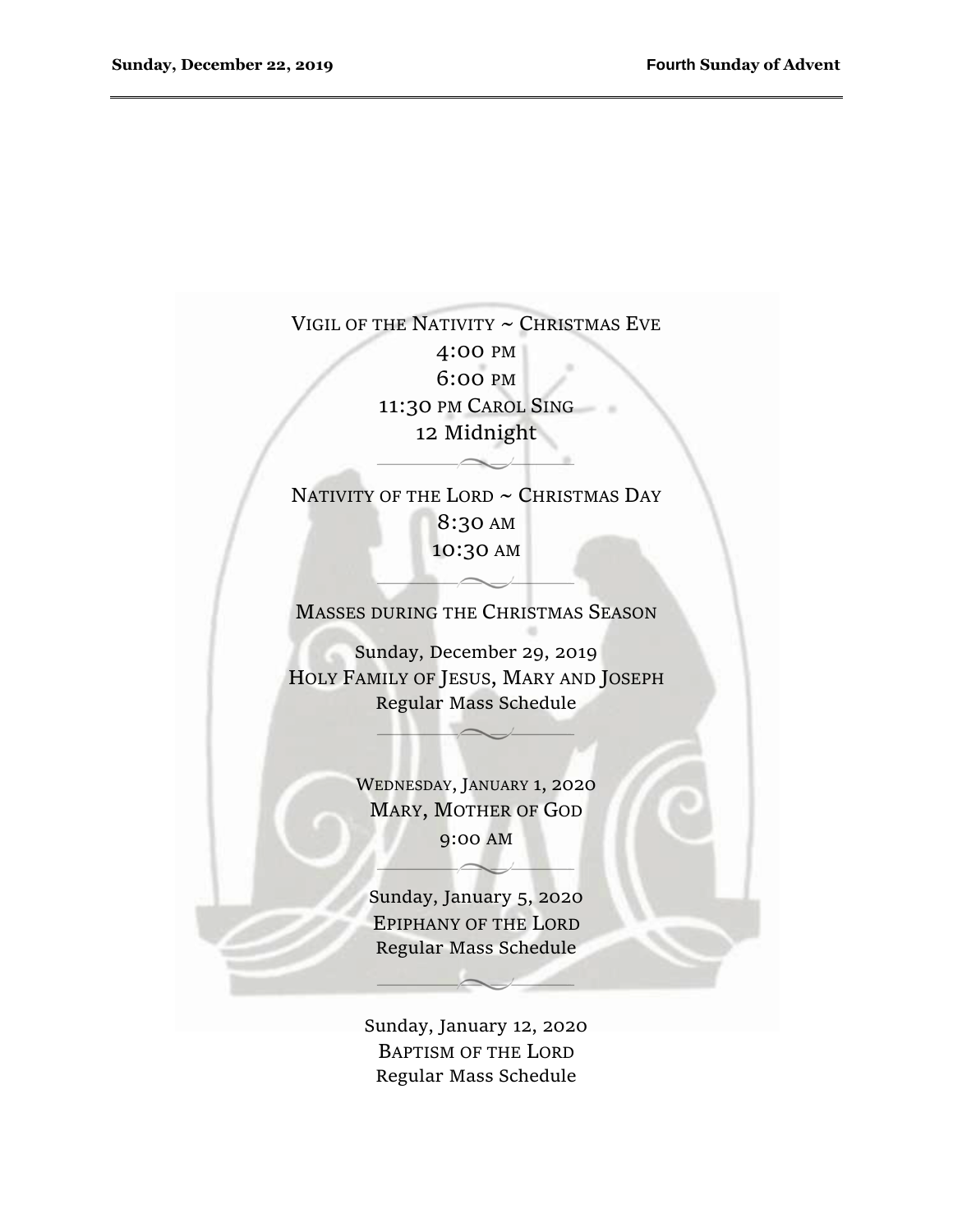## Vigil of the Nativity ~ Christmas Eve

4:00 PM

6:00 PM

11:30 PM Carol Sing

12 Midnight

## Nativity of the Lord ~ Christmas Day

8:30 AM

10:30 AM

## Masses during the Christmas Season

Sunday, December 29, 2019

Holy Family of Jesus, Mary and Joseph

Regular Mass Schedule

Wednesday, January 1, 2020

Mary, Mother of God

9:00 AM

Sunday, January 5, 2020

Epiphany of the Lord

Regular Mass Schedule

Sunday, January 12, 2020

Baptism of the Lord

Regular Mass Schedule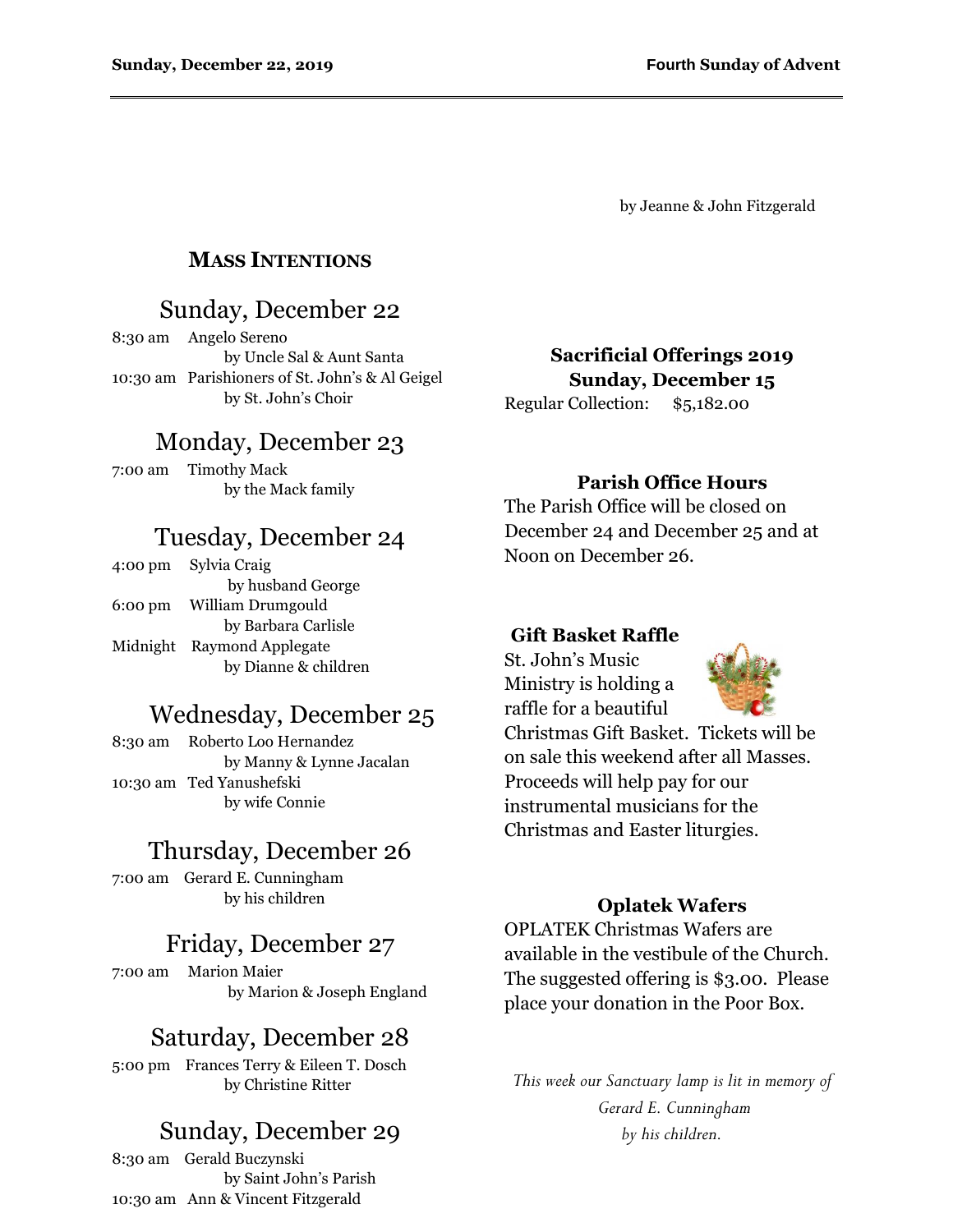by Jeanne & John Fitzgerald

## MASS INTENTIONS

### Sunday, December 22

8:30 am Angelo Sereno
by Uncle Sal & Aunt Santa

10:30 am Parishioners of St. John's & Al Geigel
by St. John's Choir

### Monday, December 23

7:00 am Timothy Mack
by the Mack family

### Tuesday, December 24

4:00 pm Sylvia Craig
by husband George

6:00 pm William Drumgould
by Barbara Carlisle

Midnight Raymond Applegate
by Dianne & children

### Wednesday, December 25

8:30 am Roberto Loo Hernandez
by Manny & Lynne Jacalan

10:30 am Ted Yanushefski
by wife Connie

### Thursday, December 26

7:00 am Gerard E. Cunningham
by his children

### Friday, December 27

7:00 am Marion Maier
by Marion & Joseph England

### Saturday, December 28

5:00 pm Frances Terry & Eileen T. Dosch
by Christine Ritter

### Sunday, December 29

8:30 am Gerald Buczynski
by Saint John's Parish

10:30 am Ann & Vincent Fitzgerald

**Sacrificial Offerings 2019**
**Sunday, December 15**

Regular Collection: $5,182.00

**Parish Office Hours**

The Parish Office will be closed on December 24 and December 25 and at Noon on December 26.

**Gift Basket Raffle**

St. John's Music Ministry is holding a raffle for a beautiful Christmas Gift Basket. Tickets will be on sale this weekend after all Masses. Proceeds will help pay for our instrumental musicians for the Christmas and Easter liturgies.

**Oplatek Wafers**

OPLATEK Christmas Wafers are available in the vestibule of the Church. The suggested offering is $3.00. Please place your donation in the Poor Box.

*This week our Sanctuary lamp is lit in memory of*
*Gerard E. Cunningham*
*by his children.*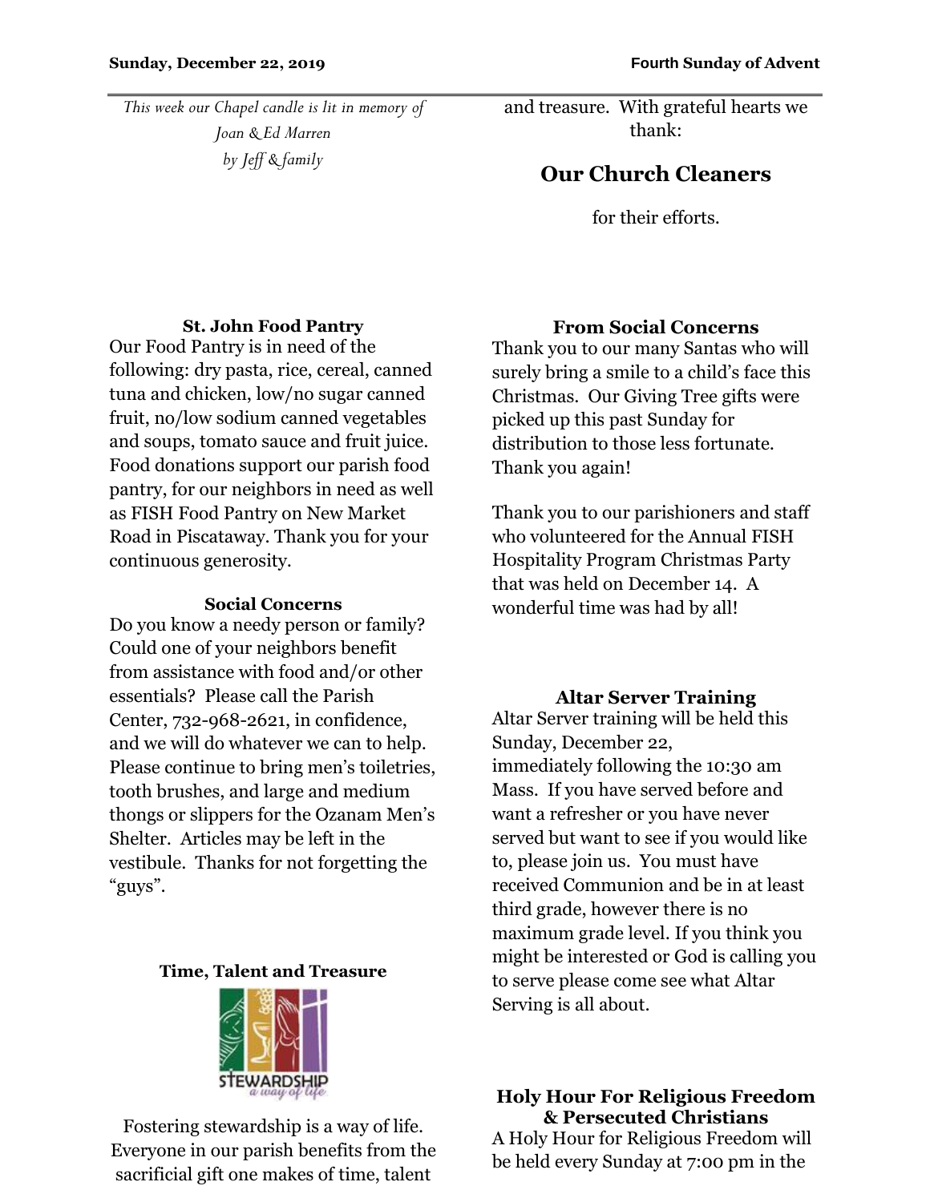*This week our Chapel candle is lit in memory of Joan & Ed Marren by Jeff & family*

### St. John Food Pantry

Our Food Pantry is in need of the following: dry pasta, rice, cereal, canned tuna and chicken, low/no sugar canned fruit, no/low sodium canned vegetables and soups, tomato sauce and fruit juice. Food donations support our parish food pantry, for our neighbors in need as well as FISH Food Pantry on New Market Road in Piscataway. Thank you for your continuous generosity.

### Social Concerns

Do you know a needy person or family? Could one of your neighbors benefit from assistance with food and/or other essentials? Please call the Parish Center, 732-968-2621, in confidence, and we will do whatever we can to help. Please continue to bring men's toiletries, tooth brushes, and large and medium thongs or slippers for the Ozanam Men's Shelter. Articles may be left in the vestibule. Thanks for not forgetting the "guys".

### Time, Talent and Treasure

STEWARDSHIP *a way of life*

Fostering stewardship is a way of life. Everyone in our parish benefits from the sacrificial gift one makes of time, talent and treasure. With grateful hearts we thank:

## Our Church Cleaners

for their efforts.

### From Social Concerns

Thank you to our many Santas who will surely bring a smile to a child's face this Christmas. Our Giving Tree gifts were picked up this past Sunday for distribution to those less fortunate. Thank you again!

Thank you to our parishioners and staff who volunteered for the Annual FISH Hospitality Program Christmas Party that was held on December 14. A wonderful time was had by all!

### Altar Server Training

Altar Server training will be held this Sunday, December 22, immediately following the 10:30 am Mass. If you have served before and want a refresher or you have never served but want to see if you would like to, please join us. You must have received Communion and be in at least third grade, however there is no maximum grade level. If you think you might be interested or God is calling you to serve please come see what Altar Serving is all about.

### Holy Hour For Religious Freedom & Persecuted Christians

A Holy Hour for Religious Freedom will be held every Sunday at 7:00 pm in the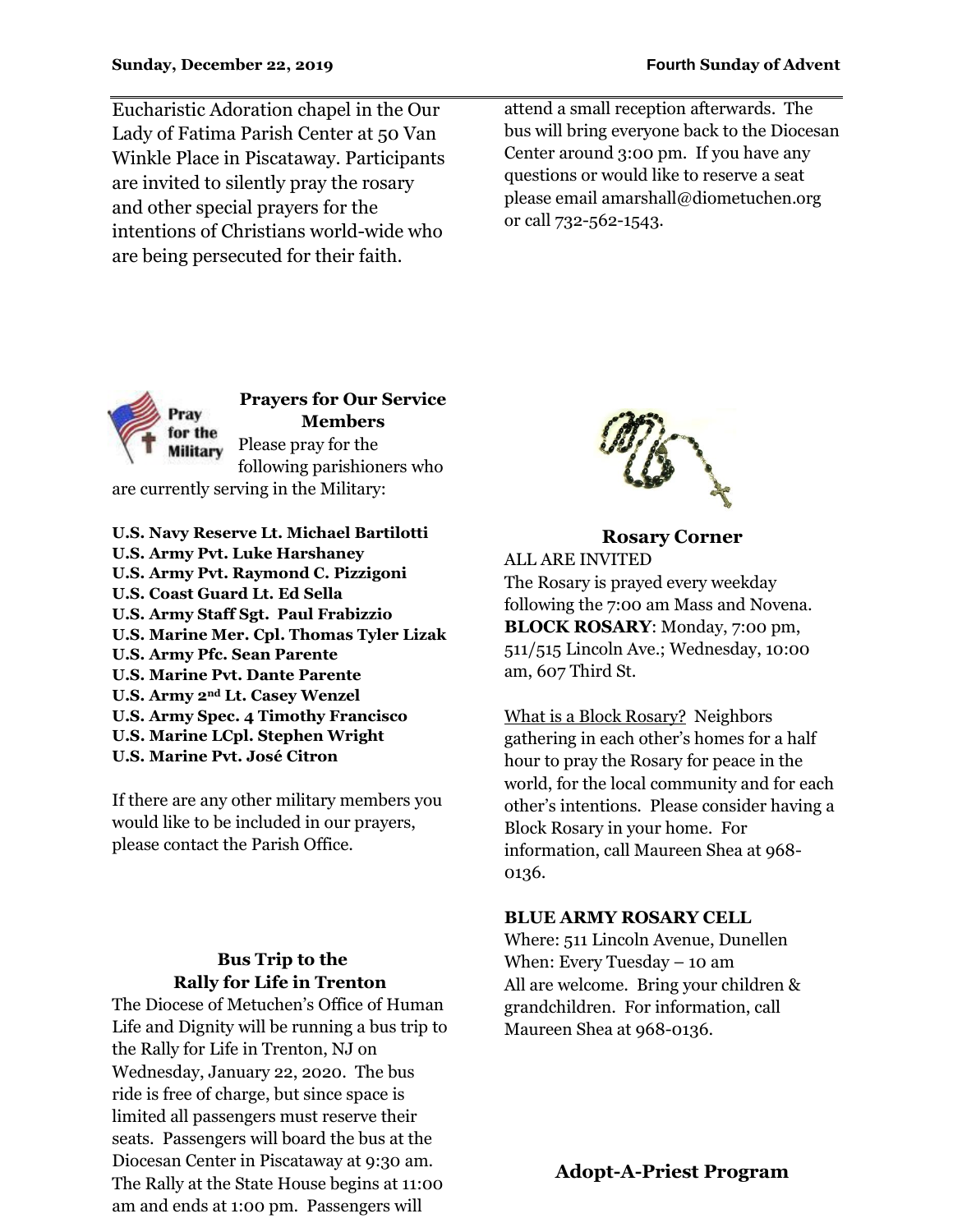Eucharistic Adoration chapel in the Our Lady of Fatima Parish Center at 50 Van Winkle Place in Piscataway. Participants are invited to silently pray the rosary and other special prayers for the intentions of Christians world-wide who are being persecuted for their faith.

### Prayers for Our Service Members

Please pray for the following parishioners who are currently serving in the Military:

**U.S. Navy Reserve Lt. Michael Bartilotti**
**U.S. Army Pvt. Luke Harshaney**
**U.S. Army Pvt. Raymond C. Pizzigoni**
**U.S. Coast Guard Lt. Ed Sella**
**U.S. Army Staff Sgt. Paul Frabizzio**
**U.S. Marine Mer. Cpl. Thomas Tyler Lizak**
**U.S. Army Pfc. Sean Parente**
**U.S. Marine Pvt. Dante Parente**
**U.S. Army 2nd Lt. Casey Wenzel**
**U.S. Army Spec. 4 Timothy Francisco**
**U.S. Marine LCpl. Stephen Wright**
**U.S. Marine Pvt. José Citron**

If there are any other military members you would like to be included in our prayers, please contact the Parish Office.

### Bus Trip to the Rally for Life in Trenton

The Diocese of Metuchen's Office of Human Life and Dignity will be running a bus trip to the Rally for Life in Trenton, NJ on Wednesday, January 22, 2020. The bus ride is free of charge, but since space is limited all passengers must reserve their seats. Passengers will board the bus at the Diocesan Center in Piscataway at 9:30 am. The Rally at the State House begins at 11:00 am and ends at 1:00 pm. Passengers will attend a small reception afterwards. The bus will bring everyone back to the Diocesan Center around 3:00 pm. If you have any questions or would like to reserve a seat please email amarshall@diometuchen.org or call 732-562-1543.

### Rosary Corner

ALL ARE INVITED

The Rosary is prayed every weekday following the 7:00 am Mass and Novena. **BLOCK ROSARY**: Monday, 7:00 pm, 511/515 Lincoln Ave.; Wednesday, 10:00 am, 607 Third St.

What is a Block Rosary? Neighbors gathering in each other's homes for a half hour to pray the Rosary for peace in the world, for the local community and for each other's intentions. Please consider having a Block Rosary in your home. For information, call Maureen Shea at 968-0136.

**BLUE ARMY ROSARY CELL**

Where: 511 Lincoln Avenue, Dunellen
When: Every Tuesday – 10 am
All are welcome. Bring your children & grandchildren. For information, call Maureen Shea at 968-0136.

### Adopt-A-Priest Program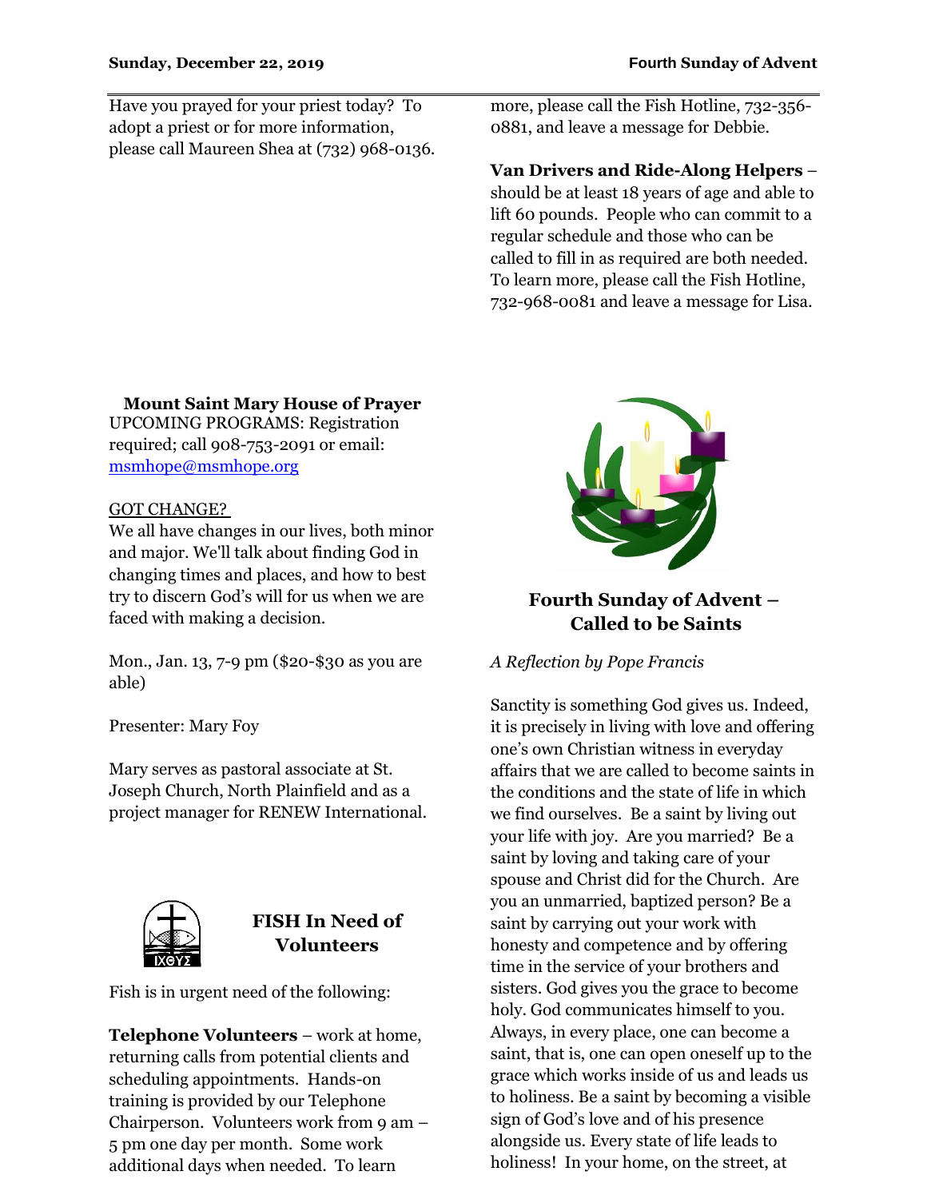Have you prayed for your priest today? To adopt a priest or for more information, please call Maureen Shea at (732) 968-0136.

**Mount Saint Mary House of Prayer**

UPCOMING PROGRAMS: Registration required; call 908-753-2091 or email: msmhope@msmhope.org

GOT CHANGE?

We all have changes in our lives, both minor and major. We'll talk about finding God in changing times and places, and how to best try to discern God's will for us when we are faced with making a decision.

Mon., Jan. 13, 7-9 pm ($20-$30 as you are able)

Presenter: Mary Foy

Mary serves as pastoral associate at St. Joseph Church, North Plainfield and as a project manager for RENEW International.

## FISH In Need of Volunteers

Fish is in urgent need of the following:

**Telephone Volunteers** – work at home, returning calls from potential clients and scheduling appointments. Hands-on training is provided by our Telephone Chairperson. Volunteers work from 9 am – 5 pm one day per month. Some work additional days when needed. To learn more, please call the Fish Hotline, 732-356-0881, and leave a message for Debbie.

**Van Drivers and Ride-Along Helpers** – should be at least 18 years of age and able to lift 60 pounds. People who can commit to a regular schedule and those who can be called to fill in as required are both needed. To learn more, please call the Fish Hotline, 732-968-0081 and leave a message for Lisa.

## Fourth Sunday of Advent – Called to be Saints

*A Reflection by Pope Francis*

Sanctity is something God gives us. Indeed, it is precisely in living with love and offering one's own Christian witness in everyday affairs that we are called to become saints in the conditions and the state of life in which we find ourselves. Be a saint by living out your life with joy. Are you married? Be a saint by loving and taking care of your spouse and Christ did for the Church. Are you an unmarried, baptized person? Be a saint by carrying out your work with honesty and competence and by offering time in the service of your brothers and sisters. God gives you the grace to become holy. God communicates himself to you. Always, in every place, one can become a saint, that is, one can open oneself up to the grace which works inside of us and leads us to holiness. Be a saint by becoming a visible sign of God's love and of his presence alongside us. Every state of life leads to holiness! In your home, on the street, at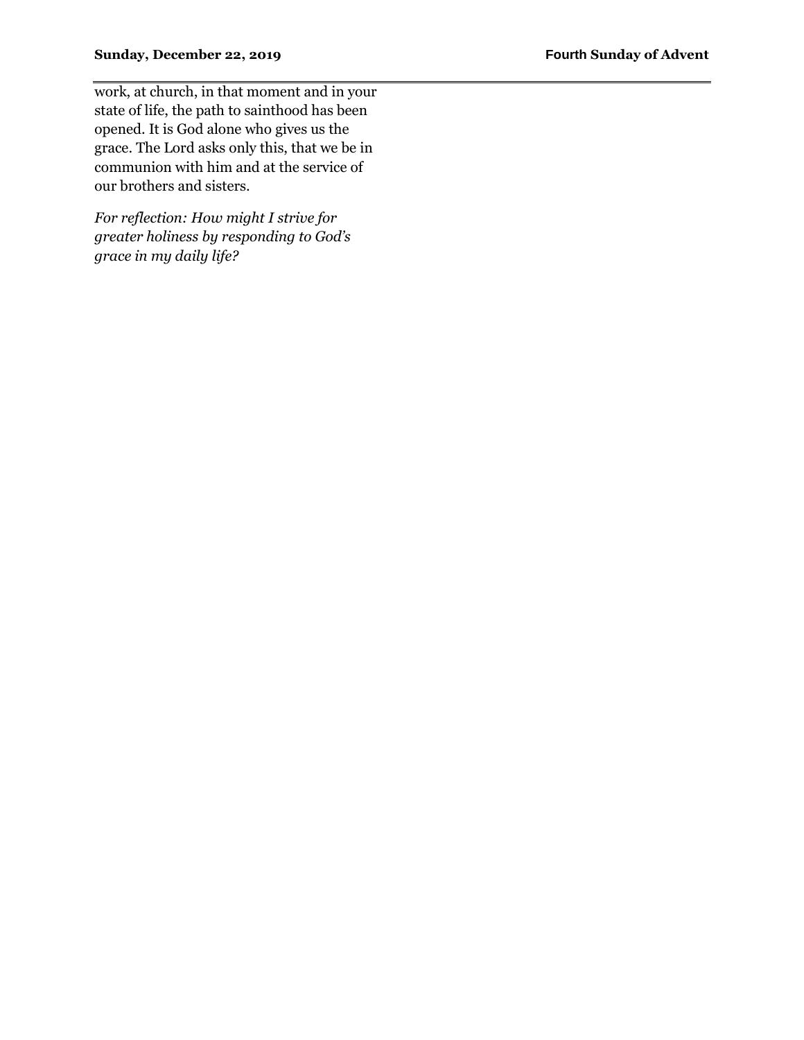work, at church, in that moment and in your state of life, the path to sainthood has been opened. It is God alone who gives us the grace. The Lord asks only this, that we be in communion with him and at the service of our brothers and sisters.

*For reflection: How might I strive for greater holiness by responding to God's grace in my daily life?*